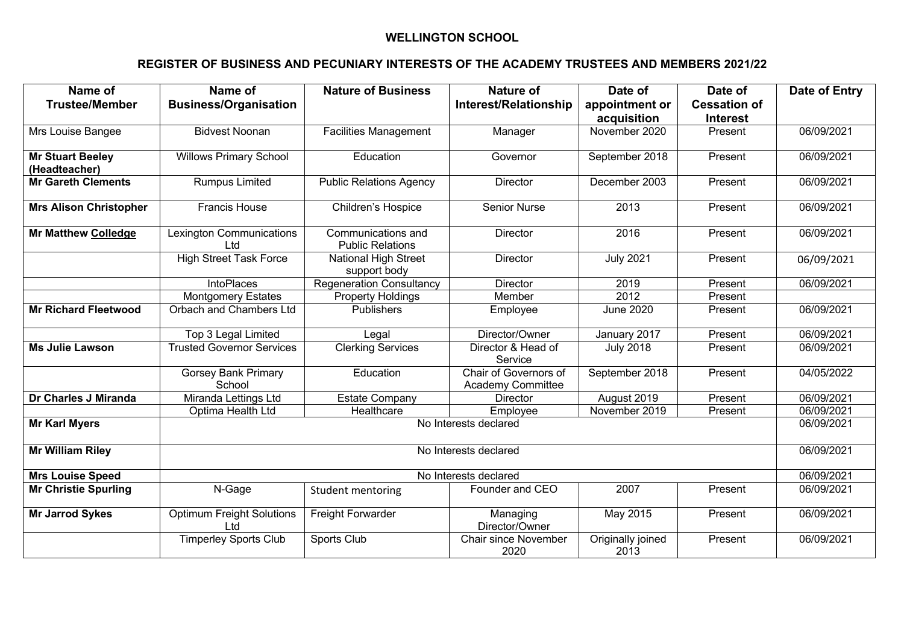# WELLINGTON SCHOOL

## REGISTER OF BUSINESS AND PECUNIARY INTERESTS OF THE ACADEMY TRUSTEES AND MEMBERS 2021/22

| Name of Trustee/Member | Name of Business/Organisation | Nature of Business | Nature of Interest/Relationship | Date of appointment or acquisition | Date of Cessation of Interest | Date of Entry |
|---|---|---|---|---|---|---|
| Mrs Louise Bangee | Bidvest Noonan | Facilities Management | Manager | November 2020 | Present | 06/09/2021 |
| **Mr Stuart Beeley (Headteacher)** | Willows Primary School | Education | Governor | September 2018 | Present | 06/09/2021 |
| **Mr Gareth Clements** | Rumpus Limited | Public Relations Agency | Director | December 2003 | Present | 06/09/2021 |
| **Mrs Alison Christopher** | Francis House | Children's Hospice | Senior Nurse | 2013 | Present | 06/09/2021 |
| **Mr Matthew Colledge** | Lexington Communications Ltd | Communications and Public Relations | Director | 2016 | Present | 06/09/2021 |
| | High Street Task Force | National High Street support body | Director | July 2021 | Present | 06/09/2021 |
| | IntoPlaces | Regeneration Consultancy | Director | 2019 | Present | 06/09/2021 |
| | Montgomery Estates | Property Holdings | Member | 2012 | Present | |
| **Mr Richard Fleetwood** | Orbach and Chambers Ltd | Publishers | Employee | June 2020 | Present | 06/09/2021 |
| | Top 3 Legal Limited | Legal | Director/Owner | January 2017 | Present | 06/09/2021 |
| **Ms Julie Lawson** | Trusted Governor Services | Clerking Services | Director & Head of Service | July 2018 | Present | 06/09/2021 |
| | Gorsey Bank Primary School | Education | Chair of Governors of Academy Committee | September 2018 | Present | 04/05/2022 |
| **Dr Charles J Miranda** | Miranda Lettings Ltd | Estate Company | Director | August 2019 | Present | 06/09/2021 |
| | Optima Health Ltd | Healthcare | Employee | November 2019 | Present | 06/09/2021 |
| **Mr Karl Myers** | No Interests declared | | | | | 06/09/2021 |
| **Mr William Riley** | No Interests declared | | | | | 06/09/2021 |
| **Mrs Louise Speed** | No Interests declared | | | | | 06/09/2021 |
| **Mr Christie Spurling** | N-Gage | Student mentoring | Founder and CEO | 2007 | Present | 06/09/2021 |
| **Mr Jarrod Sykes** | Optimum Freight Solutions Ltd | Freight Forwarder | Managing Director/Owner | May 2015 | Present | 06/09/2021 |
| | Timperley Sports Club | Sports Club | Chair since November 2020 | Originally joined 2013 | Present | 06/09/2021 |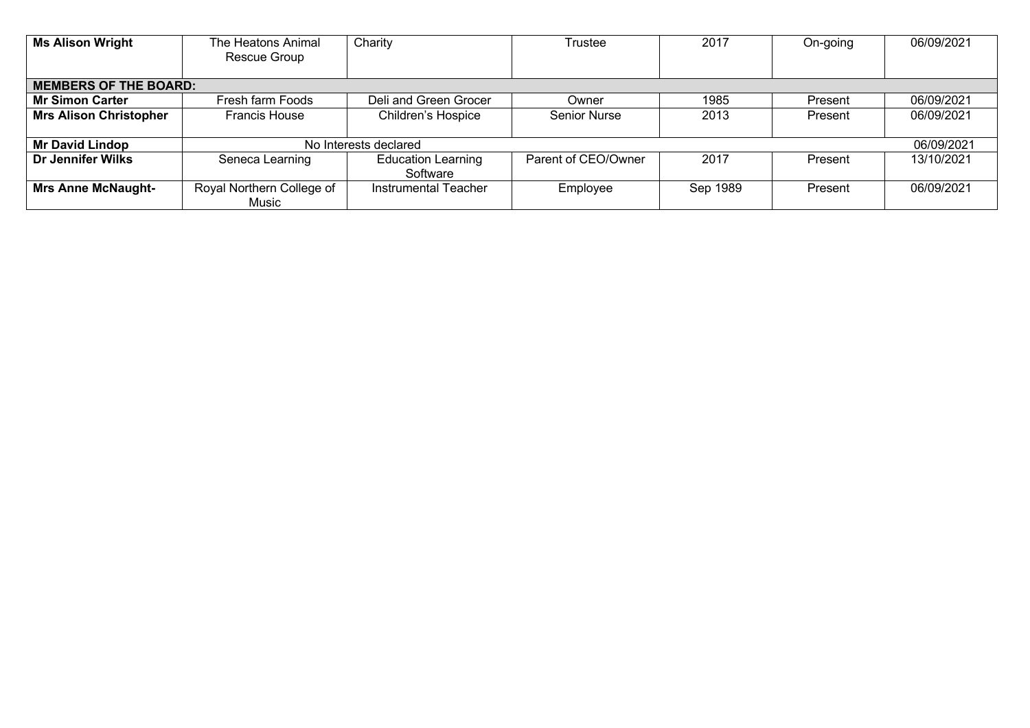| | | | | | | |
|---|---|---|---|---|---|---|
| **Ms Alison Wright** | The Heatons Animal Rescue Group | Charity | Trustee | 2017 | On-going | 06/09/2021 |
| **MEMBERS OF THE BOARD:** | | | | | | |
| **Mr Simon Carter** | Fresh farm Foods | Deli and Green Grocer | Owner | 1985 | Present | 06/09/2021 |
| **Mrs Alison Christopher** | Francis House | Children's Hospice | Senior Nurse | 2013 | Present | 06/09/2021 |
| **Mr David Lindop** | No Interests declared | | | | | 06/09/2021 |
| **Dr Jennifer Wilks** | Seneca Learning | Education Learning Software | Parent of CEO/Owner | 2017 | Present | 13/10/2021 |
| **Mrs Anne McNaught-** | Royal Northern College of Music | Instrumental Teacher | Employee | Sep 1989 | Present | 06/09/2021 |